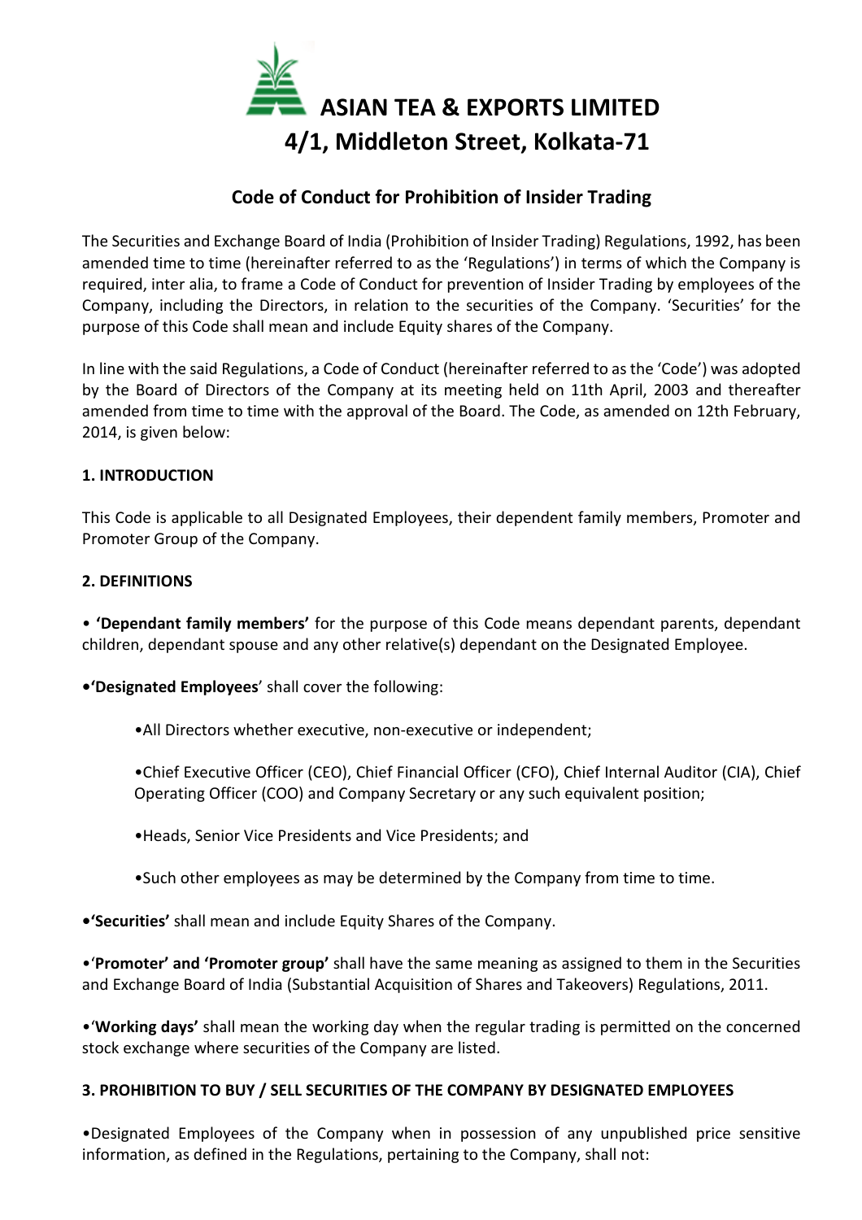# ASIAN TEA & EXPORTS LIMITED
## 4/1, Middleton Street, Kolkata-71

## Code of Conduct for Prohibition of Insider Trading

The Securities and Exchange Board of India (Prohibition of Insider Trading) Regulations, 1992, has been amended time to time (hereinafter referred to as the 'Regulations') in terms of which the Company is required, inter alia, to frame a Code of Conduct for prevention of Insider Trading by employees of the Company, including the Directors, in relation to the securities of the Company. 'Securities' for the purpose of this Code shall mean and include Equity shares of the Company.

In line with the said Regulations, a Code of Conduct (hereinafter referred to as the 'Code') was adopted by the Board of Directors of the Company at its meeting held on 11th April, 2003 and thereafter amended from time to time with the approval of the Board. The Code, as amended on 12th February, 2014, is given below:

### 1. INTRODUCTION

This Code is applicable to all Designated Employees, their dependent family members, Promoter and Promoter Group of the Company.

### 2. DEFINITIONS

- **'Dependant family members'** for the purpose of this Code means dependant parents, dependant children, dependant spouse and any other relative(s) dependant on the Designated Employee.
- **'Designated Employees'** shall cover the following:
  - All Directors whether executive, non-executive or independent;
  - Chief Executive Officer (CEO), Chief Financial Officer (CFO), Chief Internal Auditor (CIA), Chief Operating Officer (COO) and Company Secretary or any such equivalent position;
  - Heads, Senior Vice Presidents and Vice Presidents; and
  - Such other employees as may be determined by the Company from time to time.
- **'Securities'** shall mean and include Equity Shares of the Company.
- **'Promoter' and 'Promoter group'** shall have the same meaning as assigned to them in the Securities and Exchange Board of India (Substantial Acquisition of Shares and Takeovers) Regulations, 2011.
- **'Working days'** shall mean the working day when the regular trading is permitted on the concerned stock exchange where securities of the Company are listed.

### 3. PROHIBITION TO BUY / SELL SECURITIES OF THE COMPANY BY DESIGNATED EMPLOYEES

- Designated Employees of the Company when in possession of any unpublished price sensitive information, as defined in the Regulations, pertaining to the Company, shall not: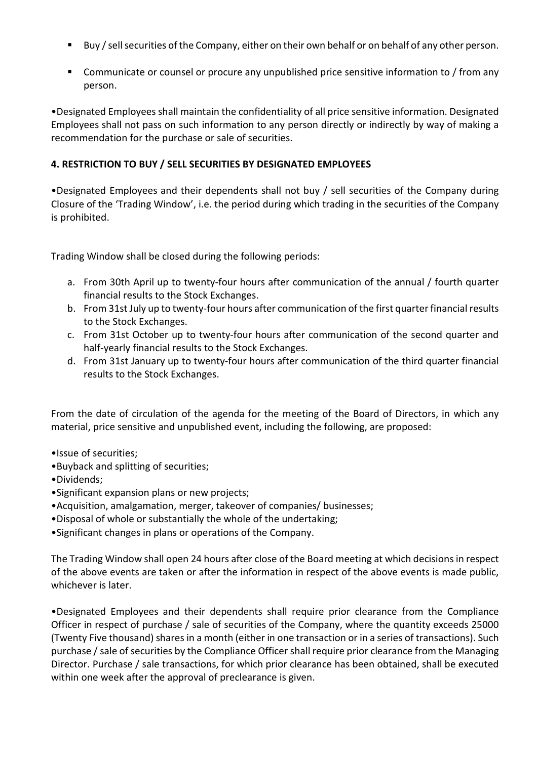- Buy / sell securities of the Company, either on their own behalf or on behalf of any other person.
- Communicate or counsel or procure any unpublished price sensitive information to / from any person.

•Designated Employees shall maintain the confidentiality of all price sensitive information. Designated Employees shall not pass on such information to any person directly or indirectly by way of making a recommendation for the purchase or sale of securities.

**4. RESTRICTION TO BUY / SELL SECURITIES BY DESIGNATED EMPLOYEES**

•Designated Employees and their dependents shall not buy / sell securities of the Company during Closure of the 'Trading Window', i.e. the period during which trading in the securities of the Company is prohibited.

Trading Window shall be closed during the following periods:

a. From 30th April up to twenty-four hours after communication of the annual / fourth quarter financial results to the Stock Exchanges.
b. From 31st July up to twenty-four hours after communication of the first quarter financial results to the Stock Exchanges.
c. From 31st October up to twenty-four hours after communication of the second quarter and half-yearly financial results to the Stock Exchanges.
d. From 31st January up to twenty-four hours after communication of the third quarter financial results to the Stock Exchanges.

From the date of circulation of the agenda for the meeting of the Board of Directors, in which any material, price sensitive and unpublished event, including the following, are proposed:

•Issue of securities;
•Buyback and splitting of securities;
•Dividends;
•Significant expansion plans or new projects;
•Acquisition, amalgamation, merger, takeover of companies/ businesses;
•Disposal of whole or substantially the whole of the undertaking;
•Significant changes in plans or operations of the Company.

The Trading Window shall open 24 hours after close of the Board meeting at which decisions in respect of the above events are taken or after the information in respect of the above events is made public, whichever is later.

•Designated Employees and their dependents shall require prior clearance from the Compliance Officer in respect of purchase / sale of securities of the Company, where the quantity exceeds 25000 (Twenty Five thousand) shares in a month (either in one transaction or in a series of transactions). Such purchase / sale of securities by the Compliance Officer shall require prior clearance from the Managing Director. Purchase / sale transactions, for which prior clearance has been obtained, shall be executed within one week after the approval of preclearance is given.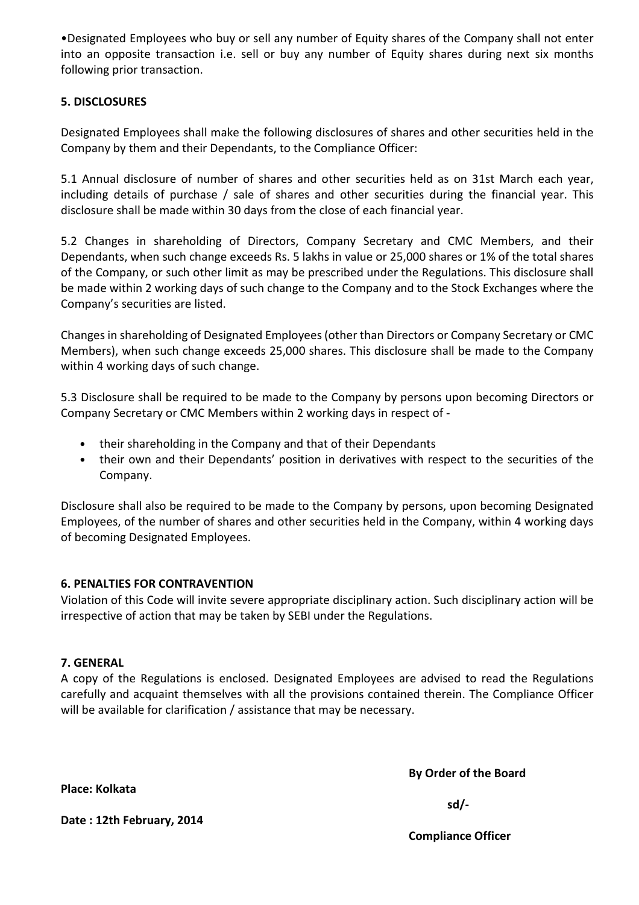•Designated Employees who buy or sell any number of Equity shares of the Company shall not enter into an opposite transaction i.e. sell or buy any number of Equity shares during next six months following prior transaction.

**5. DISCLOSURES**

Designated Employees shall make the following disclosures of shares and other securities held in the Company by them and their Dependants, to the Compliance Officer:

5.1 Annual disclosure of number of shares and other securities held as on 31st March each year, including details of purchase / sale of shares and other securities during the financial year. This disclosure shall be made within 30 days from the close of each financial year.

5.2 Changes in shareholding of Directors, Company Secretary and CMC Members, and their Dependants, when such change exceeds Rs. 5 lakhs in value or 25,000 shares or 1% of the total shares of the Company, or such other limit as may be prescribed under the Regulations. This disclosure shall be made within 2 working days of such change to the Company and to the Stock Exchanges where the Company's securities are listed.

Changes in shareholding of Designated Employees (other than Directors or Company Secretary or CMC Members), when such change exceeds 25,000 shares. This disclosure shall be made to the Company within 4 working days of such change.

5.3 Disclosure shall be required to be made to the Company by persons upon becoming Directors or Company Secretary or CMC Members within 2 working days in respect of -

- their shareholding in the Company and that of their Dependants
- their own and their Dependants' position in derivatives with respect to the securities of the Company.

Disclosure shall also be required to be made to the Company by persons, upon becoming Designated Employees, of the number of shares and other securities held in the Company, within 4 working days of becoming Designated Employees.

**6. PENALTIES FOR CONTRAVENTION**

Violation of this Code will invite severe appropriate disciplinary action. Such disciplinary action will be irrespective of action that may be taken by SEBI under the Regulations.

**7. GENERAL**

A copy of the Regulations is enclosed. Designated Employees are advised to read the Regulations carefully and acquaint themselves with all the provisions contained therein. The Compliance Officer will be available for clarification / assistance that may be necessary.

**By Order of the Board**

**Place: Kolkata**

**sd/-**

**Date : 12th February, 2014**

**Compliance Officer**